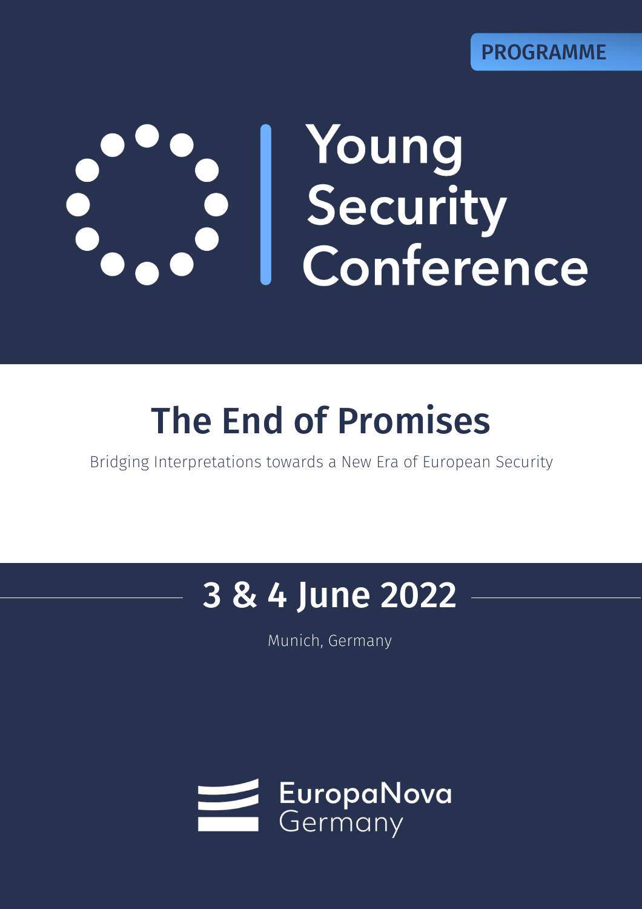PROGRAMME

# Young Security Conference

## The End of Promises

Bridging Interpretations towards a New Era of European Security

## 3 & 4 June 2022

Munich, Germany

EuropaNova Germany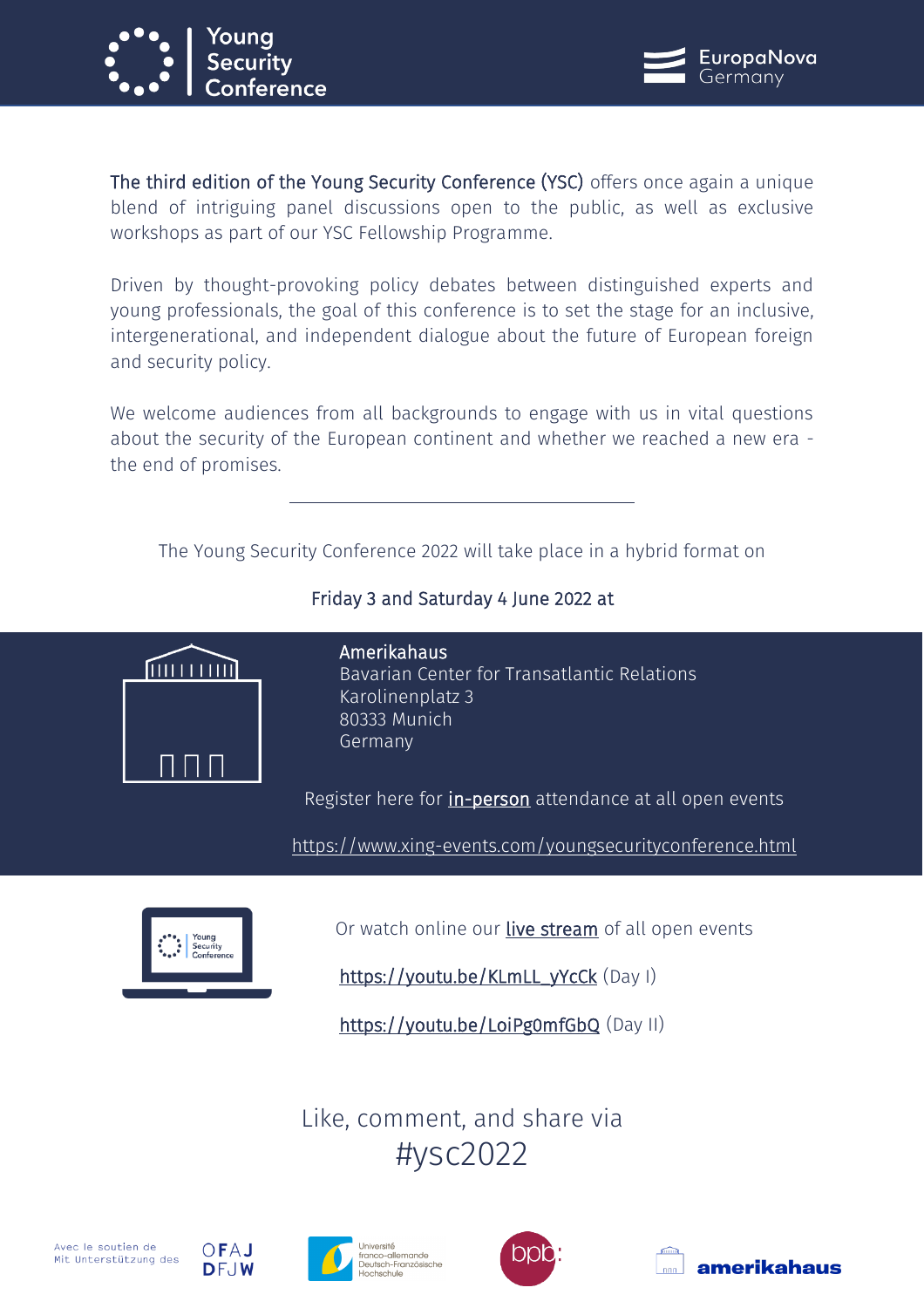Young Security Conference

EuropaNova Germany

**The third edition of the Young Security Conference (YSC)** offers once again a unique blend of intriguing panel discussions open to the public, as well as exclusive workshops as part of our YSC Fellowship Programme.

Driven by thought-provoking policy debates between distinguished experts and young professionals, the goal of this conference is to set the stage for an inclusive, intergenerational, and independent dialogue about the future of European foreign and security policy.

We welcome audiences from all backgrounds to engage with us in vital questions about the security of the European continent and whether we reached a new era - the end of promises.

---

The Young Security Conference 2022 will take place in a hybrid format on

**Friday 3 and Saturday 4 June 2022 at**

**Amerikahaus**
Bavarian Center for Transatlantic Relations
Karolinenplatz 3
80333 Munich
Germany

Register here for in-person attendance at all open events

https://www.xing-events.com/youngsecurityconference.html

Or watch online our live stream of all open events

https://youtu.be/KLmLL_yYcCk (Day I)

https://youtu.be/LoiPg0mfGbQ (Day II)

Like, comment, and share via
#ysc2022

Avec le soutien de
Mit Unterstützung des

OFAJ
DFJW

Université franco-allemande
Deutsch-Französische Hochschule

bpb:

amerikahaus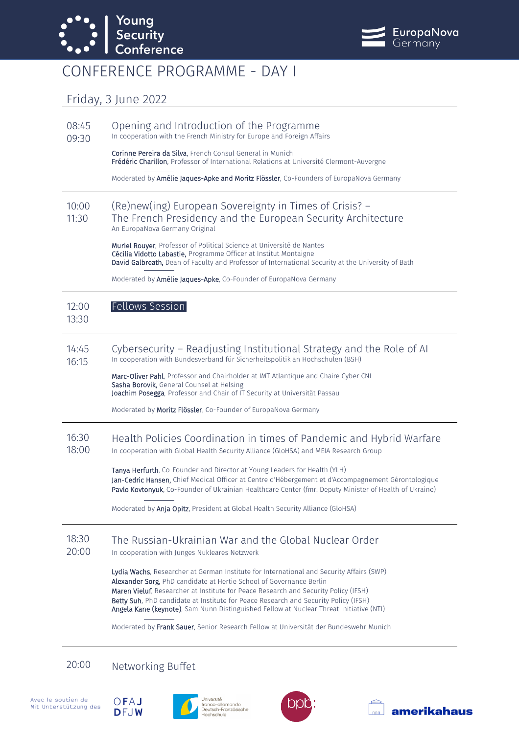# CONFERENCE PROGRAMME - DAY I

## Friday, 3 June 2022

---

**08:45 – 09:30**

### Opening and Introduction of the Programme

In cooperation with the French Ministry for Europe and Foreign Affairs

**Corinne Pereira da Silva**, French Consul General in Munich
**Frédéric Charillon**, Professor of International Relations at Université Clermont-Auvergne

Moderated by **Amélie Jaques-Apke and Moritz Flössler**, Co-Founders of EuropaNova Germany

---

**10:00 – 11:30**

### (Re)new(ing) European Sovereignty in Times of Crisis? – The French Presidency and the European Security Architecture

An EuropaNova Germany Original

**Muriel Rouyer**, Professor of Political Science at Université de Nantes
**Cécilia Vidotto Labastie,** Programme Officer at Institut Montaigne
**David Galbreath,** Dean of Faculty and Professor of International Security at the University of Bath

Moderated by **Amélie Jaques-Apke**, Co-Founder of EuropaNova Germany

---

**12:00 – 13:30**

### Fellows Session

---

**14:45 – 16:15**

### Cybersecurity – Readjusting Institutional Strategy and the Role of AI

In cooperation with Bundesverband für Sicherheitspolitik an Hochschulen (BSH)

**Marc-Oliver Pahl**, Professor and Chairholder at IMT Atlantique and Chaire Cyber CNI
**Sasha Borovik,** General Counsel at Helsing
**Joachim Posegga**, Professor and Chair of IT Security at Universität Passau

Moderated by **Moritz Flössler**, Co-Founder of EuropaNova Germany

---

**16:30 – 18:00**

### Health Policies Coordination in times of Pandemic and Hybrid Warfare

In cooperation with Global Health Security Alliance (GloHSA) and MEIA Research Group

**Tanya Herfurth**, Co-Founder and Director at Young Leaders for Health (YLH)
**Jan-Cedric Hansen,** Chief Medical Officer at Centre d'Hébergement et d'Accompagnement Gérontologique
**Pavlo Kovtonyuk**, Co-Founder of Ukrainian Healthcare Center (fmr. Deputy Minister of Health of Ukraine)

Moderated by **Anja Opitz**, President at Global Health Security Alliance (GloHSA)

---

**18:30 – 20:00**

### The Russian-Ukrainian War and the Global Nuclear Order

In cooperation with Junges Nukleares Netzwerk

**Lydia Wachs**, Researcher at German Institute for International and Security Affairs (SWP)
**Alexander Sorg**, PhD candidate at Hertie School of Governance Berlin
**Maren Vieluf**, Researcher at Institute for Peace Research and Security Policy (IFSH)
**Betty Suh**, PhD candidate at Institute for Peace Research and Security Policy (IFSH)
**Angela Kane (keynote)**, Sam Nunn Distinguished Fellow at Nuclear Threat Initiative (NTI)

Moderated by **Frank Sauer**, Senior Research Fellow at Universität der Bundeswehr Munich

---

**20:00**

### Networking Buffet

---

Avec le soutien de
Mit Unterstützung des

OFAJ DFJW — Université franco-allemande Deutsch-Französische Hochschule — bpb: — amerikahaus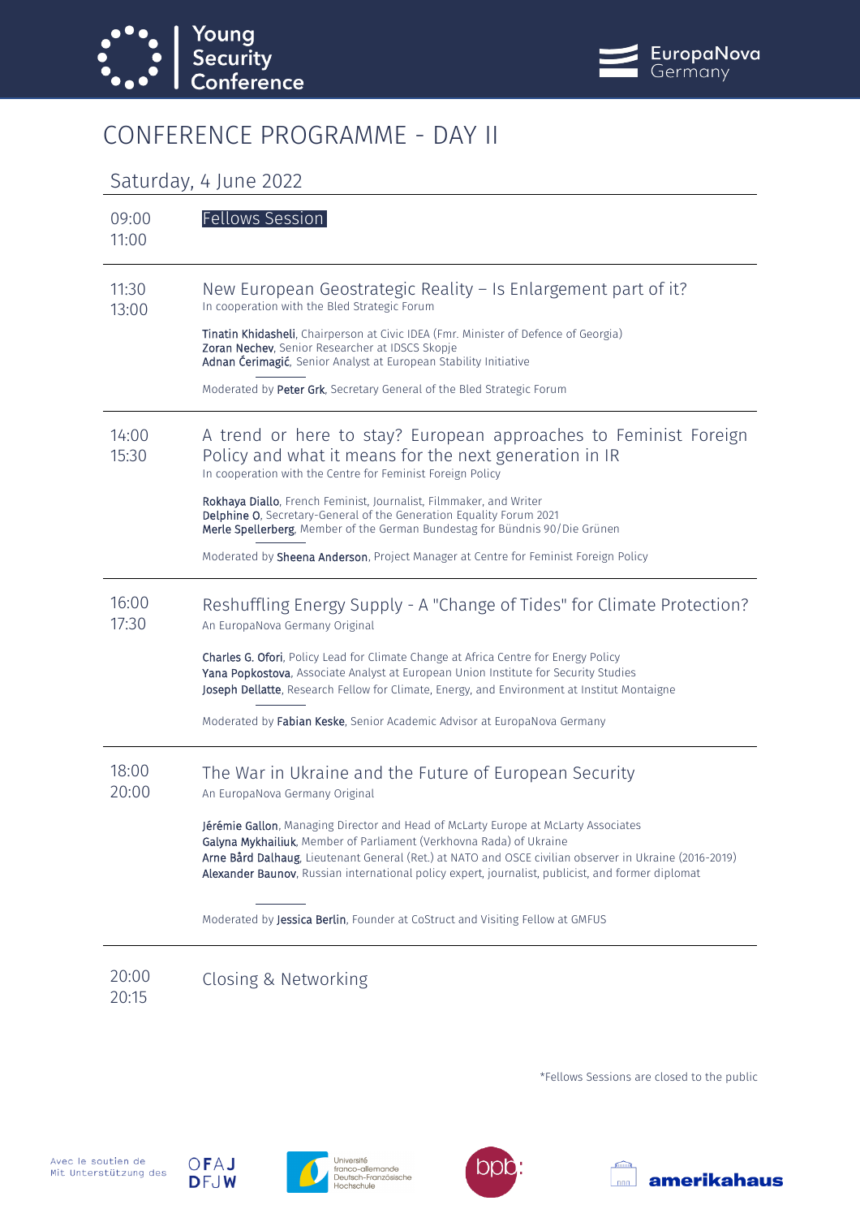Young Security Conference

EuropaNova Germany

# CONFERENCE PROGRAMME - DAY II

## Saturday, 4 June 2022

**09:00 – 11:00**

### Fellows Session

---

**11:30 – 13:00**

### New European Geostrategic Reality – Is Enlargement part of it?

In cooperation with the Bled Strategic Forum

**Tinatin Khidasheli**, Chairperson at Civic IDEA (Fmr. Minister of Defence of Georgia)
**Zoran Nechev**, Senior Researcher at IDSCS Skopje
**Adnan Ćerimagić**, Senior Analyst at European Stability Initiative

Moderated by **Peter Grk**, Secretary General of the Bled Strategic Forum

---

**14:00 – 15:30**

### A trend or here to stay? European approaches to Feminist Foreign Policy and what it means for the next generation in IR

In cooperation with the Centre for Feminist Foreign Policy

**Rokhaya Diallo**, French Feminist, Journalist, Filmmaker, and Writer
**Delphine O**, Secretary-General of the Generation Equality Forum 2021
**Merle Spellerberg**, Member of the German Bundestag for Bündnis 90/Die Grünen

Moderated by **Sheena Anderson**, Project Manager at Centre for Feminist Foreign Policy

---

**16:00 – 17:30**

### Reshuffling Energy Supply - A "Change of Tides" for Climate Protection?

An EuropaNova Germany Original

**Charles G. Ofori**, Policy Lead for Climate Change at Africa Centre for Energy Policy
**Yana Popkostova**, Associate Analyst at European Union Institute for Security Studies
**Joseph Dellatte**, Research Fellow for Climate, Energy, and Environment at Institut Montaigne

Moderated by **Fabian Keske**, Senior Academic Advisor at EuropaNova Germany

---

**18:00 – 20:00**

### The War in Ukraine and the Future of European Security

An EuropaNova Germany Original

**Jérémie Gallon**, Managing Director and Head of McLarty Europe at McLarty Associates
**Galyna Mykhailiuk**, Member of Parliament (Verkhovna Rada) of Ukraine
**Arne Bård Dalhaug**, Lieutenant General (Ret.) at NATO and OSCE civilian observer in Ukraine (2016-2019)
**Alexander Baunov**, Russian international policy expert, journalist, publicist, and former diplomat

Moderated by **Jessica Berlin**, Founder at CoStruct and Visiting Fellow at GMFUS

---

**20:00 – 20:15**

### Closing & Networking

*Fellows Sessions are closed to the public

Avec le soutien de
Mit Unterstützung des

OFAJ DFJW

Université franco-allemande
Deutsch-Französische Hochschule

bpb

amerikahaus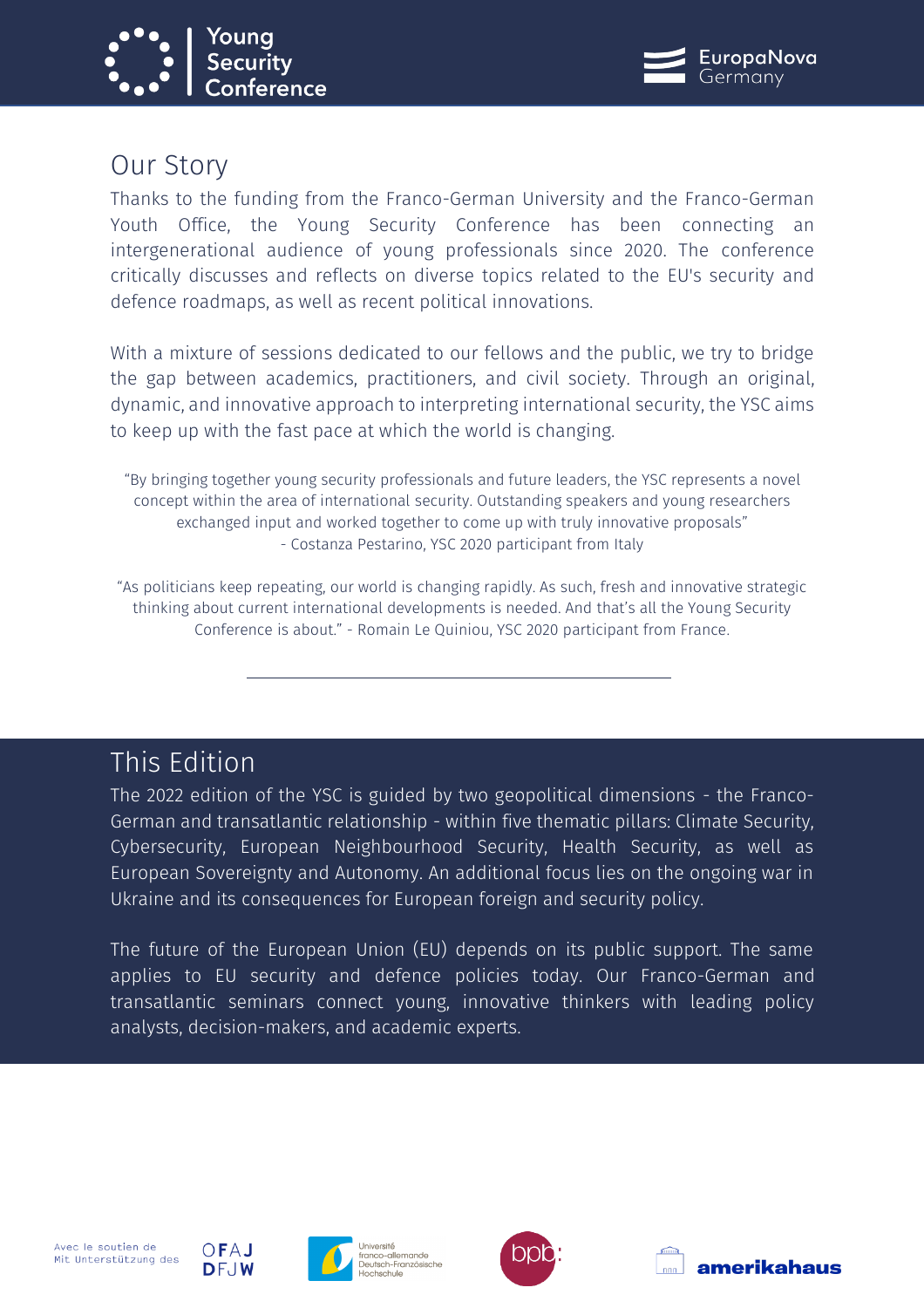## Our Story

Thanks to the funding from the Franco-German University and the Franco-German Youth Office, the Young Security Conference has been connecting an intergenerational audience of young professionals since 2020. The conference critically discusses and reflects on diverse topics related to the EU's security and defence roadmaps, as well as recent political innovations.

With a mixture of sessions dedicated to our fellows and the public, we try to bridge the gap between academics, practitioners, and civil society. Through an original, dynamic, and innovative approach to interpreting international security, the YSC aims to keep up with the fast pace at which the world is changing.

"By bringing together young security professionals and future leaders, the YSC represents a novel concept within the area of international security. Outstanding speakers and young researchers exchanged input and worked together to come up with truly innovative proposals"
- Costanza Pestarino, YSC 2020 participant from Italy

"As politicians keep repeating, our world is changing rapidly. As such, fresh and innovative strategic thinking about current international developments is needed. And that's all the Young Security Conference is about." - Romain Le Quiniou, YSC 2020 participant from France.

---

## This Edition

The 2022 edition of the YSC is guided by two geopolitical dimensions - the Franco-German and transatlantic relationship - within five thematic pillars: Climate Security, Cybersecurity, European Neighbourhood Security, Health Security, as well as European Sovereignty and Autonomy. An additional focus lies on the ongoing war in Ukraine and its consequences for European foreign and security policy.

The future of the European Union (EU) depends on its public support. The same applies to EU security and defence policies today. Our Franco-German and transatlantic seminars connect young, innovative thinkers with leading policy analysts, decision-makers, and academic experts.

Avec le soutien de
Mit Unterstützung des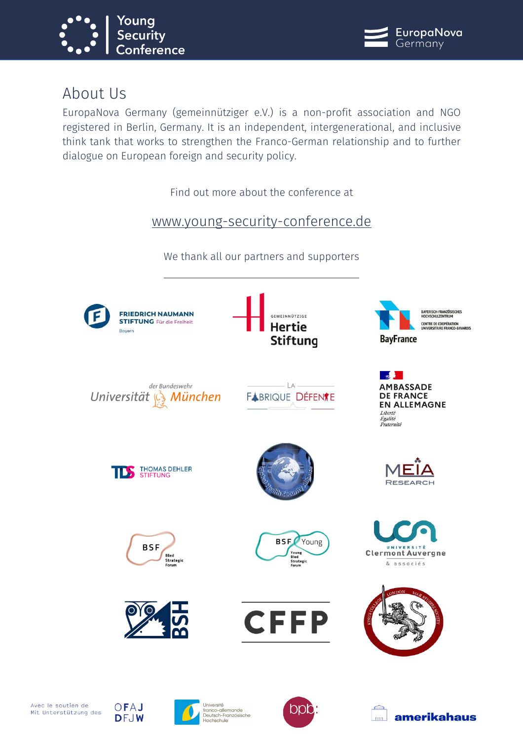## About Us

EuropaNova Germany (gemeinnütziger e.V.) is a non-profit association and NGO registered in Berlin, Germany. It is an independent, intergenerational, and inclusive think tank that works to strengthen the Franco-German relationship and to further dialogue on European foreign and security policy.

Find out more about the conference at

www.young-security-conference.de

We thank all our partners and supporters

Avec le soutien de
Mit Unterstützung des